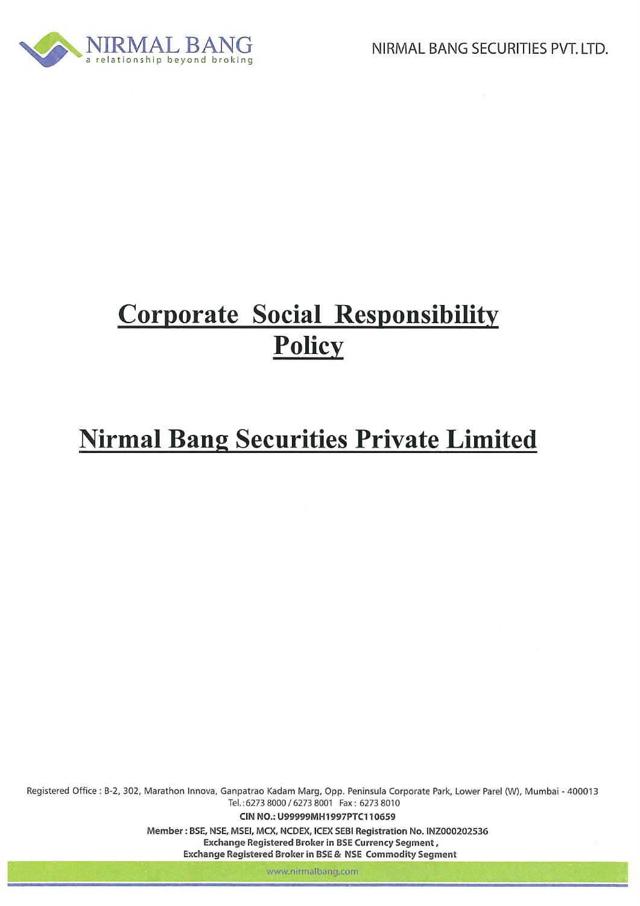# Corporate Social Responsibility Policy

# Nirmal Bang Securities Private Limited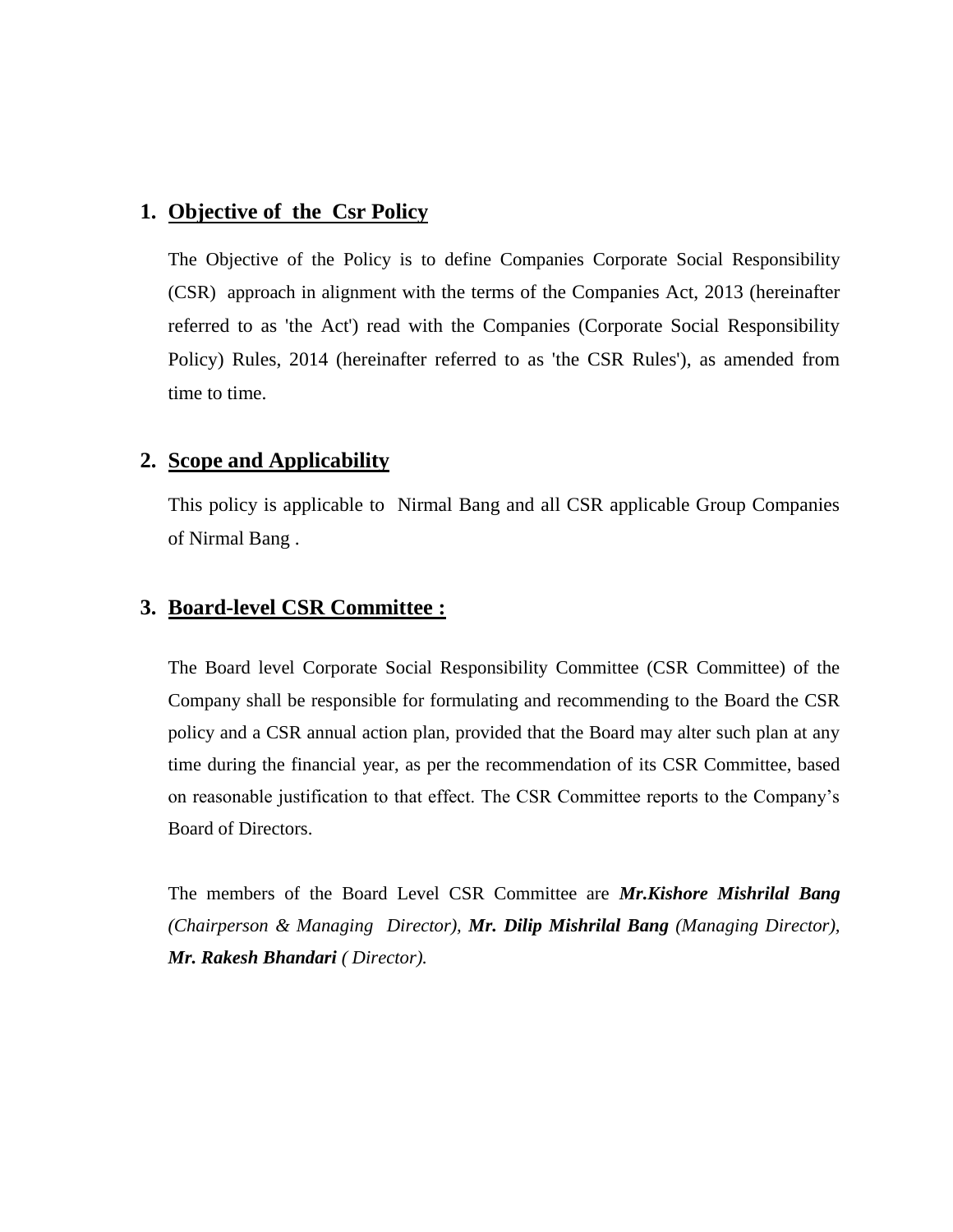## 1. Objective of the Csr Policy

The Objective of the Policy is to define Companies Corporate Social Responsibility (CSR) approach in alignment with the terms of the Companies Act, 2013 (hereinafter referred to as 'the Act') read with the Companies (Corporate Social Responsibility Policy) Rules, 2014 (hereinafter referred to as 'the CSR Rules'), as amended from time to time.

## 2. Scope and Applicability

This policy is applicable to Nirmal Bang and all CSR applicable Group Companies of Nirmal Bang .

## 3. Board-level CSR Committee :

The Board level Corporate Social Responsibility Committee (CSR Committee) of the Company shall be responsible for formulating and recommending to the Board the CSR policy and a CSR annual action plan, provided that the Board may alter such plan at any time during the financial year, as per the recommendation of its CSR Committee, based on reasonable justification to that effect. The CSR Committee reports to the Company's Board of Directors.

The members of the Board Level CSR Committee are ***Mr.Kishore Mishrilal Bang*** *(Chairperson & Managing Director),* ***Mr. Dilip Mishrilal Bang*** *(Managing Director),* ***Mr. Rakesh Bhandari*** *( Director).*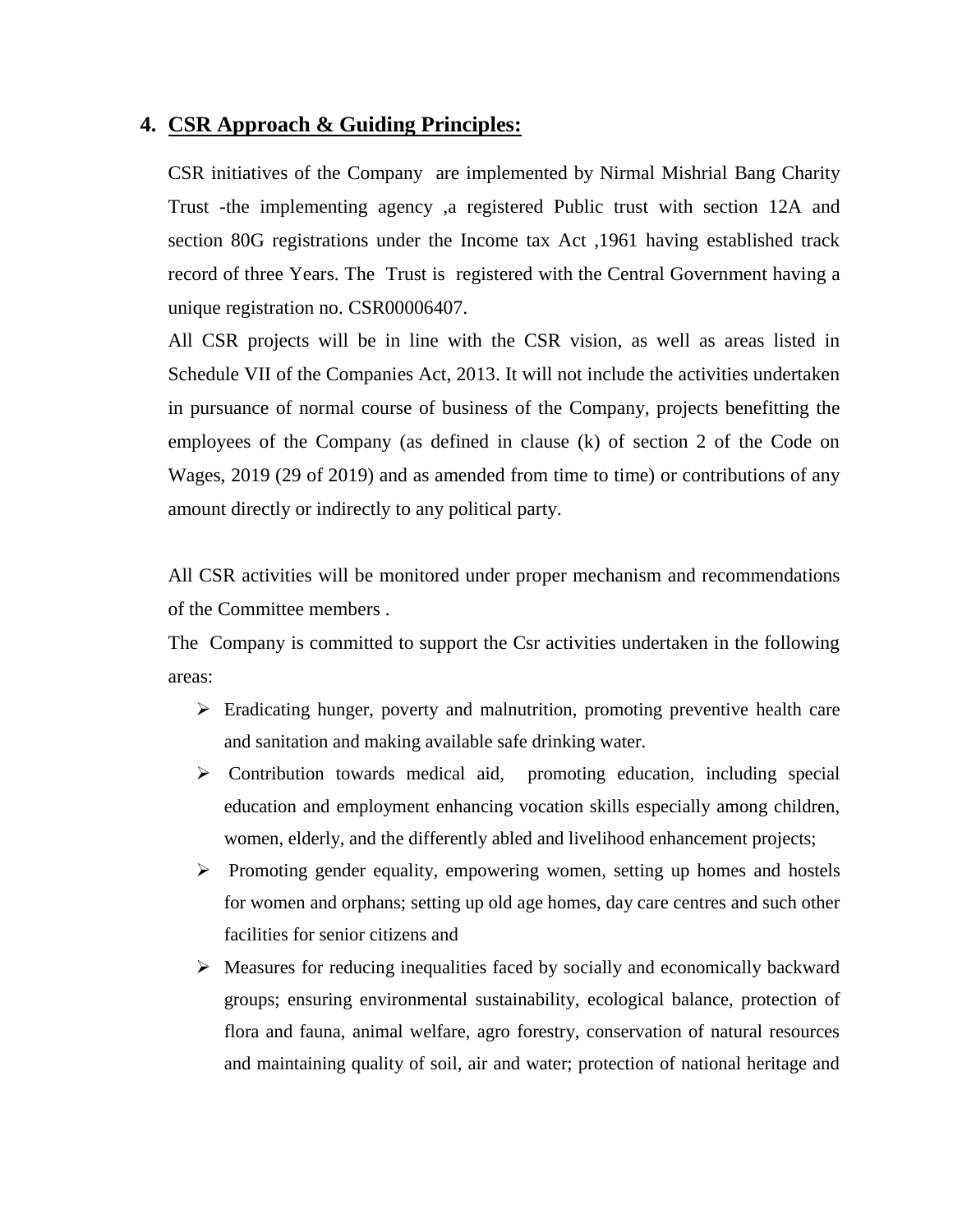## 4. CSR Approach & Guiding Principles:

CSR initiatives of the Company are implemented by Nirmal Mishrial Bang Charity Trust -the implementing agency ,a registered Public trust with section 12A and section 80G registrations under the Income tax Act ,1961 having established track record of three Years. The Trust is registered with the Central Government having a unique registration no. CSR00006407.

All CSR projects will be in line with the CSR vision, as well as areas listed in Schedule VII of the Companies Act, 2013. It will not include the activities undertaken in pursuance of normal course of business of the Company, projects benefitting the employees of the Company (as defined in clause (k) of section 2 of the Code on Wages, 2019 (29 of 2019) and as amended from time to time) or contributions of any amount directly or indirectly to any political party.

All CSR activities will be monitored under proper mechanism and recommendations of the Committee members .

The Company is committed to support the Csr activities undertaken in the following areas:

- Eradicating hunger, poverty and malnutrition, promoting preventive health care and sanitation and making available safe drinking water.
- Contribution towards medical aid, promoting education, including special education and employment enhancing vocation skills especially among children, women, elderly, and the differently abled and livelihood enhancement projects;
- Promoting gender equality, empowering women, setting up homes and hostels for women and orphans; setting up old age homes, day care centres and such other facilities for senior citizens and
- Measures for reducing inequalities faced by socially and economically backward groups; ensuring environmental sustainability, ecological balance, protection of flora and fauna, animal welfare, agro forestry, conservation of natural resources and maintaining quality of soil, air and water; protection of national heritage and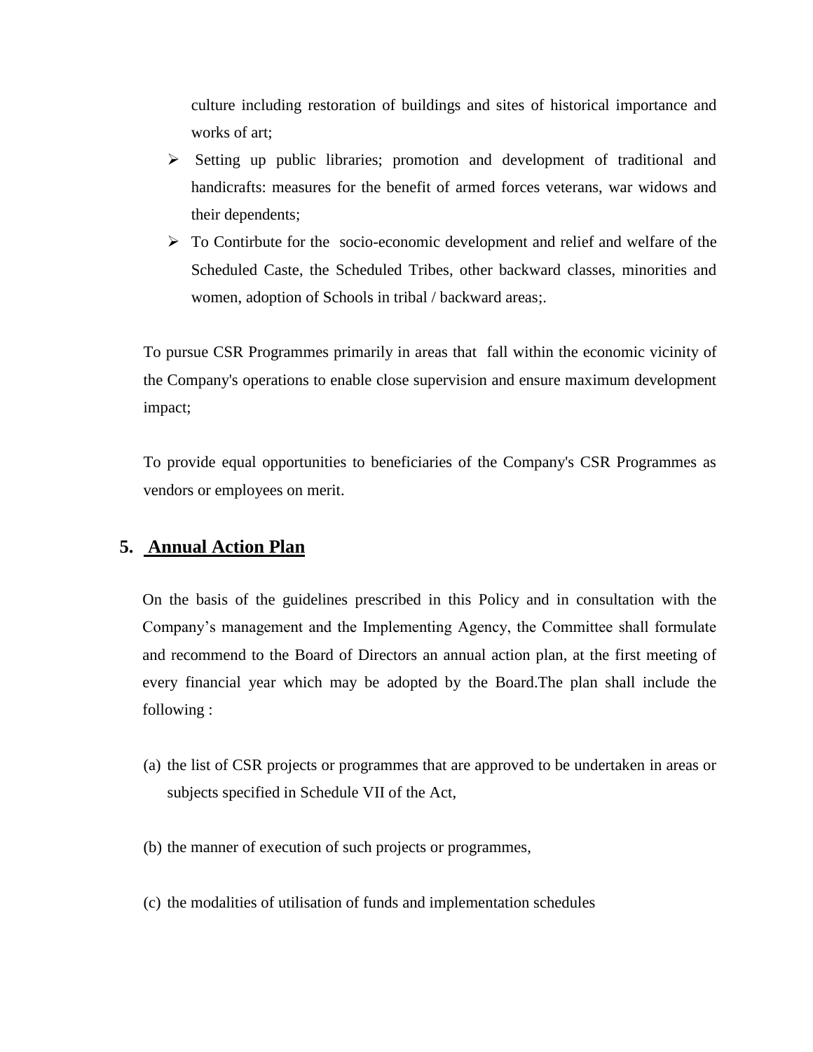culture including restoration of buildings and sites of historical importance and works of art;

- Setting up public libraries; promotion and development of traditional and handicrafts: measures for the benefit of armed forces veterans, war widows and their dependents;
- To Contirbute for the socio-economic development and relief and welfare of the Scheduled Caste, the Scheduled Tribes, other backward classes, minorities and women, adoption of Schools in tribal / backward areas;.

To pursue CSR Programmes primarily in areas that fall within the economic vicinity of the Company's operations to enable close supervision and ensure maximum development impact;

To provide equal opportunities to beneficiaries of the Company's CSR Programmes as vendors or employees on merit.

## 5. Annual Action Plan

On the basis of the guidelines prescribed in this Policy and in consultation with the Company's management and the Implementing Agency, the Committee shall formulate and recommend to the Board of Directors an annual action plan, at the first meeting of every financial year which may be adopted by the Board.The plan shall include the following :

(a) the list of CSR projects or programmes that are approved to be undertaken in areas or subjects specified in Schedule VII of the Act,

(b) the manner of execution of such projects or programmes,

(c) the modalities of utilisation of funds and implementation schedules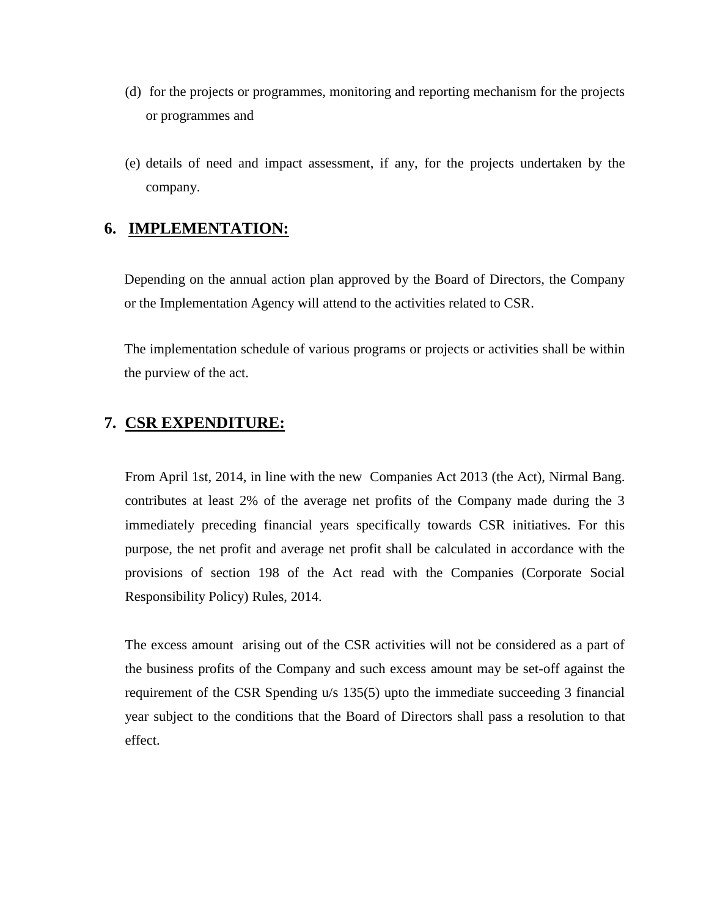(d) for the projects or programmes, monitoring and reporting mechanism for the projects or programmes and

(e) details of need and impact assessment, if any, for the projects undertaken by the company.

## 6. IMPLEMENTATION:

Depending on the annual action plan approved by the Board of Directors, the Company or the Implementation Agency will attend to the activities related to CSR.

The implementation schedule of various programs or projects or activities shall be within the purview of the act.

## 7. CSR EXPENDITURE:

From April 1st, 2014, in line with the new Companies Act 2013 (the Act), Nirmal Bang. contributes at least 2% of the average net profits of the Company made during the 3 immediately preceding financial years specifically towards CSR initiatives. For this purpose, the net profit and average net profit shall be calculated in accordance with the provisions of section 198 of the Act read with the Companies (Corporate Social Responsibility Policy) Rules, 2014.

The excess amount arising out of the CSR activities will not be considered as a part of the business profits of the Company and such excess amount may be set-off against the requirement of the CSR Spending u/s 135(5) upto the immediate succeeding 3 financial year subject to the conditions that the Board of Directors shall pass a resolution to that effect.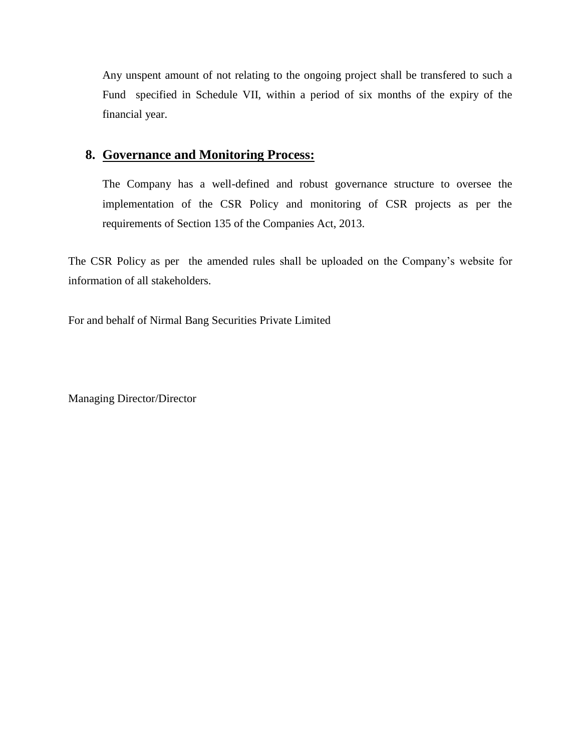Any unspent amount of not relating to the ongoing project shall be transfered to such a Fund specified in Schedule VII, within a period of six months of the expiry of the financial year.

## 8. Governance and Monitoring Process:

The Company has a well-defined and robust governance structure to oversee the implementation of the CSR Policy and monitoring of CSR projects as per the requirements of Section 135 of the Companies Act, 2013.

The CSR Policy as per the amended rules shall be uploaded on the Company's website for information of all stakeholders.

For and behalf of Nirmal Bang Securities Private Limited

Managing Director/Director